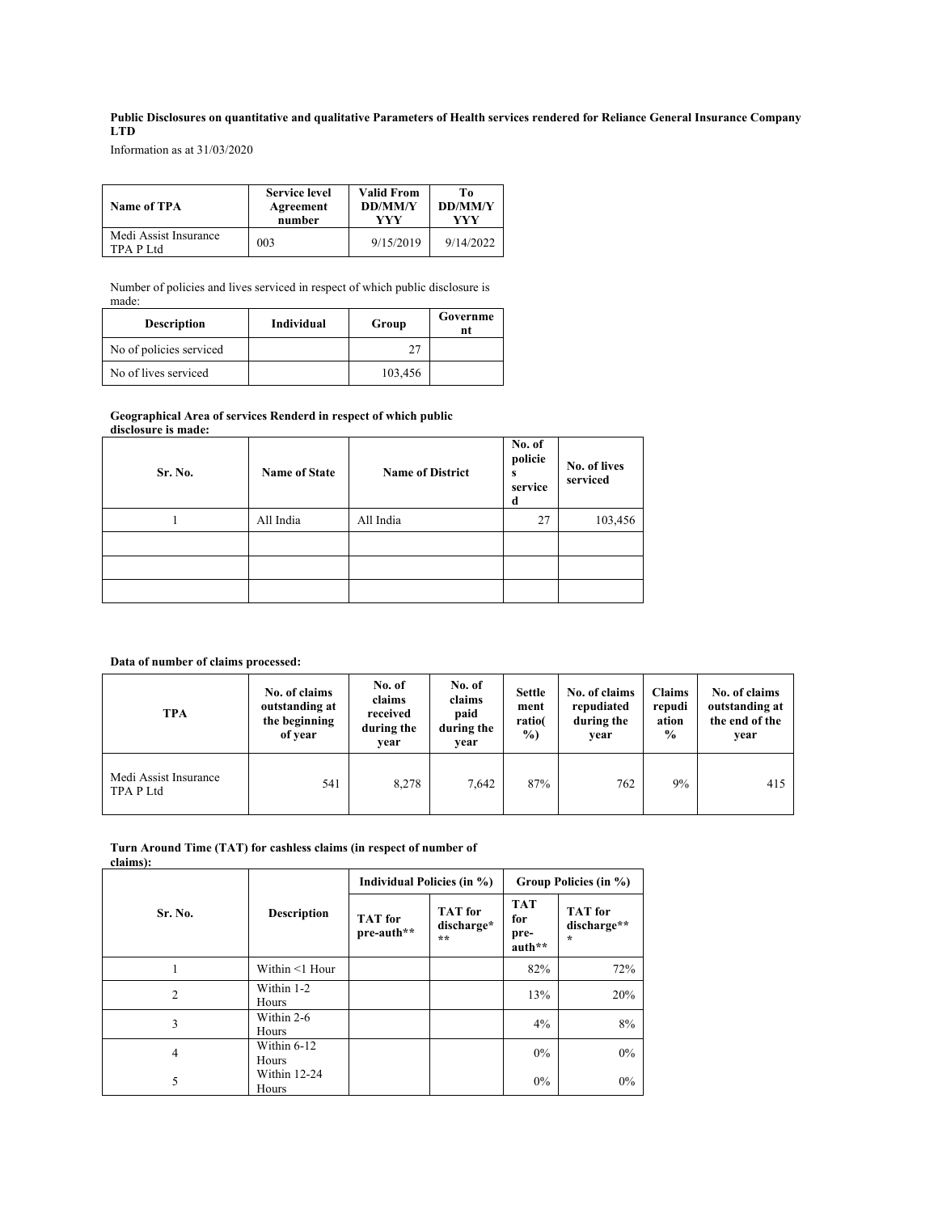**Public Disclosures on quantitative and qualitative Parameters of Health services rendered for Reliance General Insurance Company LTD**

Information as at 31/03/2020

| Name of TPA | Service level Agreement number | Valid From DD/MM/YYY | To DD/MM/YYY |
|---|---|---|---|
| Medi Assist Insurance TPA P Ltd | 003 | 9/15/2019 | 9/14/2022 |

Number of policies and lives serviced in respect of which public disclosure is made:

| Description | Individual | Group | Government |
|---|---|---|---|
| No of policies serviced | | 27 | |
| No of lives serviced | | 103,456 | |

**Geographical Area of services Renderd in respect of which public disclosure is made:**

| Sr. No. | Name of State | Name of District | No. of policies serviced | No. of lives serviced |
|---|---|---|---|---|
| 1 | All India | All India | 27 | 103,456 |
| | | | | |
| | | | | |
| | | | | |

**Data of number of claims processed:**

| TPA | No. of claims outstanding at the beginning of year | No. of claims received during the year | No. of claims paid during the year | Settlement ratio(%) | No. of claims repudiated during the year | Claims repudiation % | No. of claims outstanding at the end of the year |
|---|---|---|---|---|---|---|---|
| Medi Assist Insurance TPA P Ltd | 541 | 8,278 | 7,642 | 87% | 762 | 9% | 415 |

**Turn Around Time (TAT) for cashless claims (in respect of number of claims):**

| Sr. No. | Description | Individual Policies (in %) | | Group Policies (in %) | |
|---|---|---|---|---|---|
| | | TAT for pre-auth** | TAT for discharge*** | TAT for pre-auth** | TAT for discharge*** |
| 1 | Within <1 Hour | | | 82% | 72% |
| 2 | Within 1-2 Hours | | | 13% | 20% |
| 3 | Within 2-6 Hours | | | 4% | 8% |
| 4 | Within 6-12 Hours | | | 0% | 0% |
| 5 | Within 12-24 Hours | | | 0% | 0% |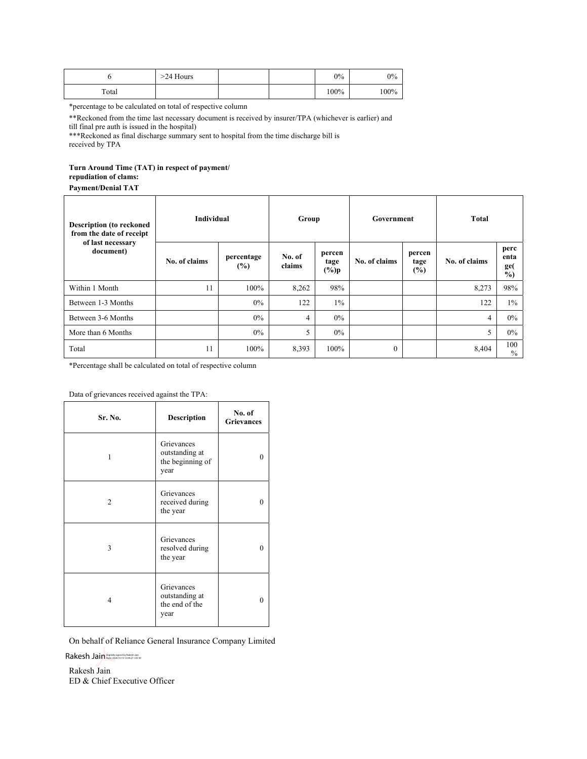| | | | | | |
|---|---|---|---|---|---|
| 6 | >24 Hours | | | 0% | 0% |
| Total | | | | 100% | 100% |

*percentage to be calculated on total of respective column

**Reckoned from the time last necessary document is received by insurer/TPA (whichever is earlier) and till final pre auth is issued in the hospital)

***Reckoned as final discharge summary sent to hospital from the time discharge bill is received by TPA

**Turn Around Time (TAT) in respect of payment/ repudiation of clams:**

**Payment/Denial TAT**

| Description (to reckoned from the date of receipt of last necessary document) | Individual | | Group | | Government | | Total | |
|---|---|---|---|---|---|---|---|---|
| | No. of claims | percentage (%) | No. of claims | percentage (%)p | No. of claims | percentage (%) | No. of claims | percentage(%) |
| Within 1 Month | 11 | 100% | 8,262 | 98% | | | 8,273 | 98% |
| Between 1-3 Months | | 0% | 122 | 1% | | | 122 | 1% |
| Between 3-6 Months | | 0% | 4 | 0% | | | 4 | 0% |
| More than 6 Months | | 0% | 5 | 0% | | | 5 | 0% |
| Total | 11 | 100% | 8,393 | 100% | 0 | | 8,404 | 100 % |

*Percentage shall be calculated on total of respective column

Data of grievances received against the TPA:

| Sr. No. | Description | No. of Grievances |
|---|---|---|
| 1 | Grievances outstanding at the beginning of year | 0 |
| 2 | Grievances received during the year | 0 |
| 3 | Grievances resolved during the year | 0 |
| 4 | Grievances outstanding at the end of the year | 0 |

On behalf of Reliance General Insurance Company Limited

Rakesh Jain

Rakesh Jain
ED & Chief Executive Officer